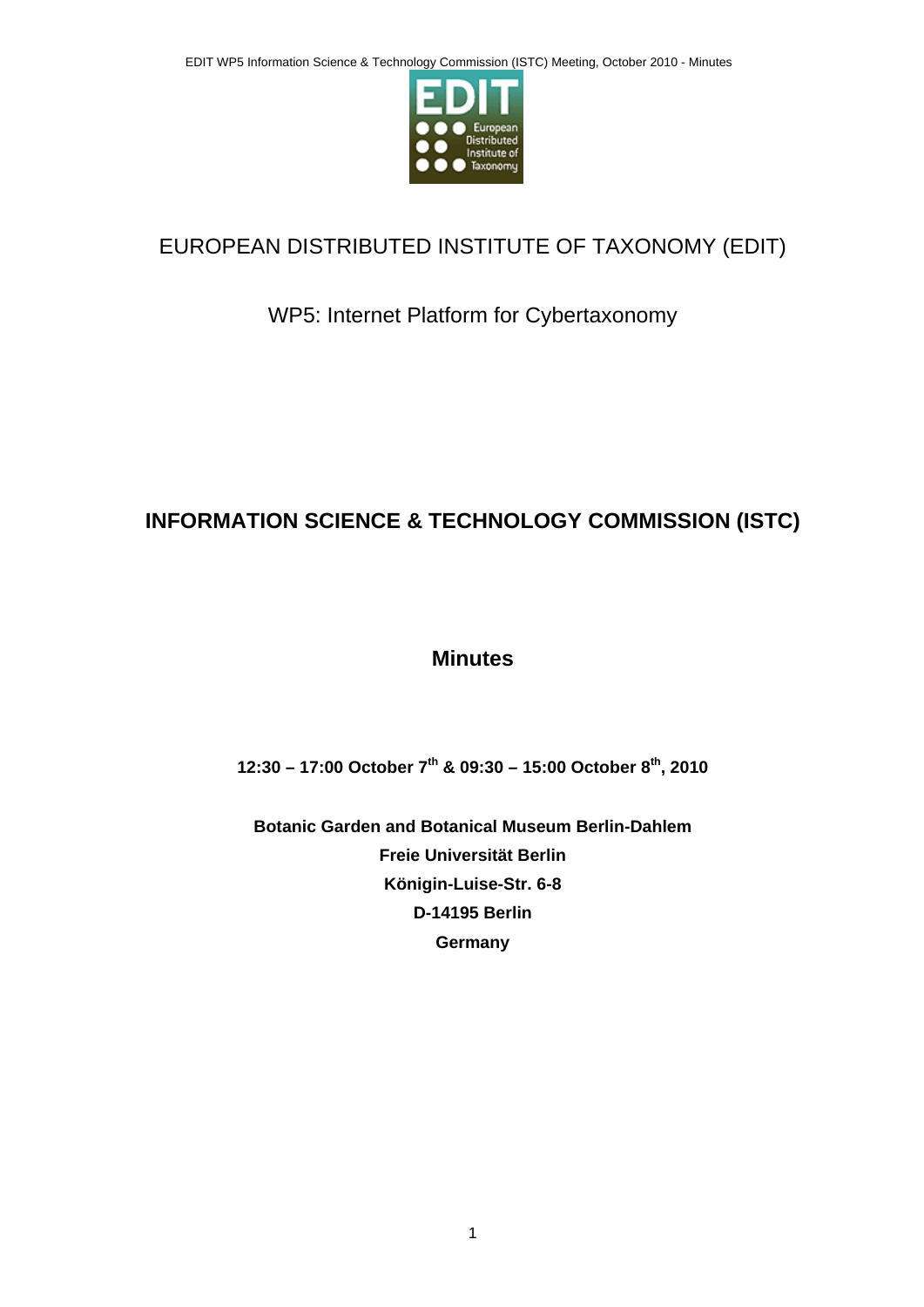# EUROPEAN DISTRIBUTED INSTITUTE OF TAXONOMY (EDIT)

## WP5: Internet Platform for Cybertaxonomy

# INFORMATION SCIENCE & TECHNOLOGY COMMISSION (ISTC)

## Minutes

**12:30 – 17:00 October 7th & 09:30 – 15:00 October 8th, 2010**

**Botanic Garden and Botanical Museum Berlin-Dahlem**
**Freie Universität Berlin**
**Königin-Luise-Str. 6-8**
**D-14195 Berlin**
**Germany**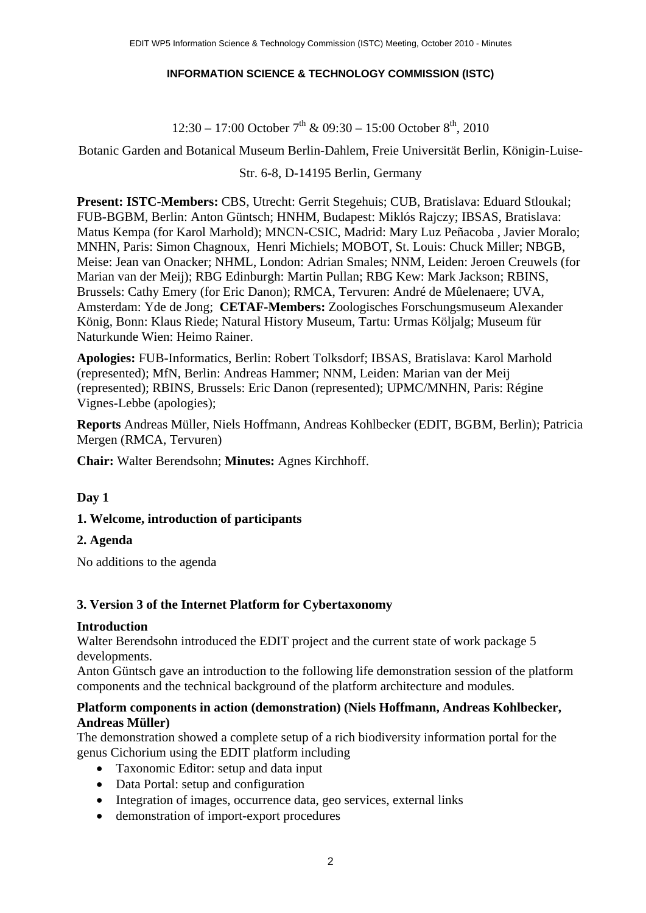**INFORMATION SCIENCE & TECHNOLOGY COMMISSION (ISTC)**

12:30 – 17:00 October 7th & 09:30 – 15:00 October 8th, 2010

Botanic Garden and Botanical Museum Berlin-Dahlem, Freie Universität Berlin, Königin-Luise-Str. 6-8, D-14195 Berlin, Germany

**Present: ISTC-Members:** CBS, Utrecht: Gerrit Stegehuis; CUB, Bratislava: Eduard Stloukal; FUB-BGBM, Berlin: Anton Güntsch; HNHM, Budapest: Miklós Rajczy; IBSAS, Bratislava: Matus Kempa (for Karol Marhold); MNCN-CSIC, Madrid: Mary Luz Peñacoba , Javier Moralo; MNHN, Paris: Simon Chagnoux, Henri Michiels; MOBOT, St. Louis: Chuck Miller; NBGB, Meise: Jean van Onacker; NHML, London: Adrian Smales; NNM, Leiden: Jeroen Creuwels (for Marian van der Meij); RBG Edinburgh: Martin Pullan; RBG Kew: Mark Jackson; RBINS, Brussels: Cathy Emery (for Eric Danon); RMCA, Tervuren: André de Mûelenaere; UVA, Amsterdam: Yde de Jong; **CETAF-Members:** Zoologisches Forschungsmuseum Alexander König, Bonn: Klaus Riede; Natural History Museum, Tartu: Urmas Köljalg; Museum für Naturkunde Wien: Heimo Rainer.

**Apologies:** FUB-Informatics, Berlin: Robert Tolksdorf; IBSAS, Bratislava: Karol Marhold (represented); MfN, Berlin: Andreas Hammer; NNM, Leiden: Marian van der Meij (represented); RBINS, Brussels: Eric Danon (represented); UPMC/MNHN, Paris: Régine Vignes-Lebbe (apologies);

**Reports** Andreas Müller, Niels Hoffmann, Andreas Kohlbecker (EDIT, BGBM, Berlin); Patricia Mergen (RMCA, Tervuren)

**Chair:** Walter Berendsohn; **Minutes:** Agnes Kirchhoff.

## Day 1

### 1. Welcome, introduction of participants

### 2. Agenda

No additions to the agenda

### 3. Version 3 of the Internet Platform for Cybertaxonomy

**Introduction**

Walter Berendsohn introduced the EDIT project and the current state of work package 5 developments.

Anton Güntsch gave an introduction to the following life demonstration session of the platform components and the technical background of the platform architecture and modules.

**Platform components in action (demonstration) (Niels Hoffmann, Andreas Kohlbecker, Andreas Müller)**

The demonstration showed a complete setup of a rich biodiversity information portal for the genus Cichorium using the EDIT platform including

- Taxonomic Editor: setup and data input
- Data Portal: setup and configuration
- Integration of images, occurrence data, geo services, external links
- demonstration of import-export procedures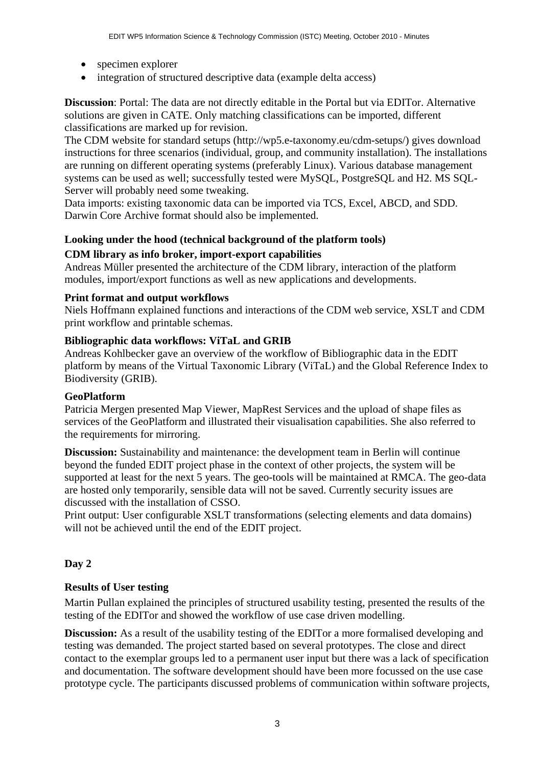- specimen explorer
- integration of structured descriptive data (example delta access)

**Discussion**: Portal: The data are not directly editable in the Portal but via EDITor. Alternative solutions are given in CATE. Only matching classifications can be imported, different classifications are marked up for revision.

The CDM website for standard setups (http://wp5.e-taxonomy.eu/cdm-setups/) gives download instructions for three scenarios (individual, group, and community installation). The installations are running on different operating systems (preferably Linux). Various database management systems can be used as well; successfully tested were MySQL, PostgreSQL and H2. MS SQL-Server will probably need some tweaking.

Data imports: existing taxonomic data can be imported via TCS, Excel, ABCD, and SDD. Darwin Core Archive format should also be implemented.

**Looking under the hood (technical background of the platform tools)**

**CDM library as info broker, import-export capabilities**

Andreas Müller presented the architecture of the CDM library, interaction of the platform modules, import/export functions as well as new applications and developments.

**Print format and output workflows**

Niels Hoffmann explained functions and interactions of the CDM web service, XSLT and CDM print workflow and printable schemas.

**Bibliographic data workflows: ViTaL and GRIB**

Andreas Kohlbecker gave an overview of the workflow of Bibliographic data in the EDIT platform by means of the Virtual Taxonomic Library (ViTaL) and the Global Reference Index to Biodiversity (GRIB).

**GeoPlatform**

Patricia Mergen presented Map Viewer, MapRest Services and the upload of shape files as services of the GeoPlatform and illustrated their visualisation capabilities. She also referred to the requirements for mirroring.

**Discussion:** Sustainability and maintenance: the development team in Berlin will continue beyond the funded EDIT project phase in the context of other projects, the system will be supported at least for the next 5 years. The geo-tools will be maintained at RMCA. The geo-data are hosted only temporarily, sensible data will not be saved. Currently security issues are discussed with the installation of CSSO.

Print output: User configurable XSLT transformations (selecting elements and data domains) will not be achieved until the end of the EDIT project.

**Day 2**

**Results of User testing**

Martin Pullan explained the principles of structured usability testing, presented the results of the testing of the EDITor and showed the workflow of use case driven modelling.

**Discussion:** As a result of the usability testing of the EDITor a more formalised developing and testing was demanded. The project started based on several prototypes. The close and direct contact to the exemplar groups led to a permanent user input but there was a lack of specification and documentation. The software development should have been more focussed on the use case prototype cycle. The participants discussed problems of communication within software projects,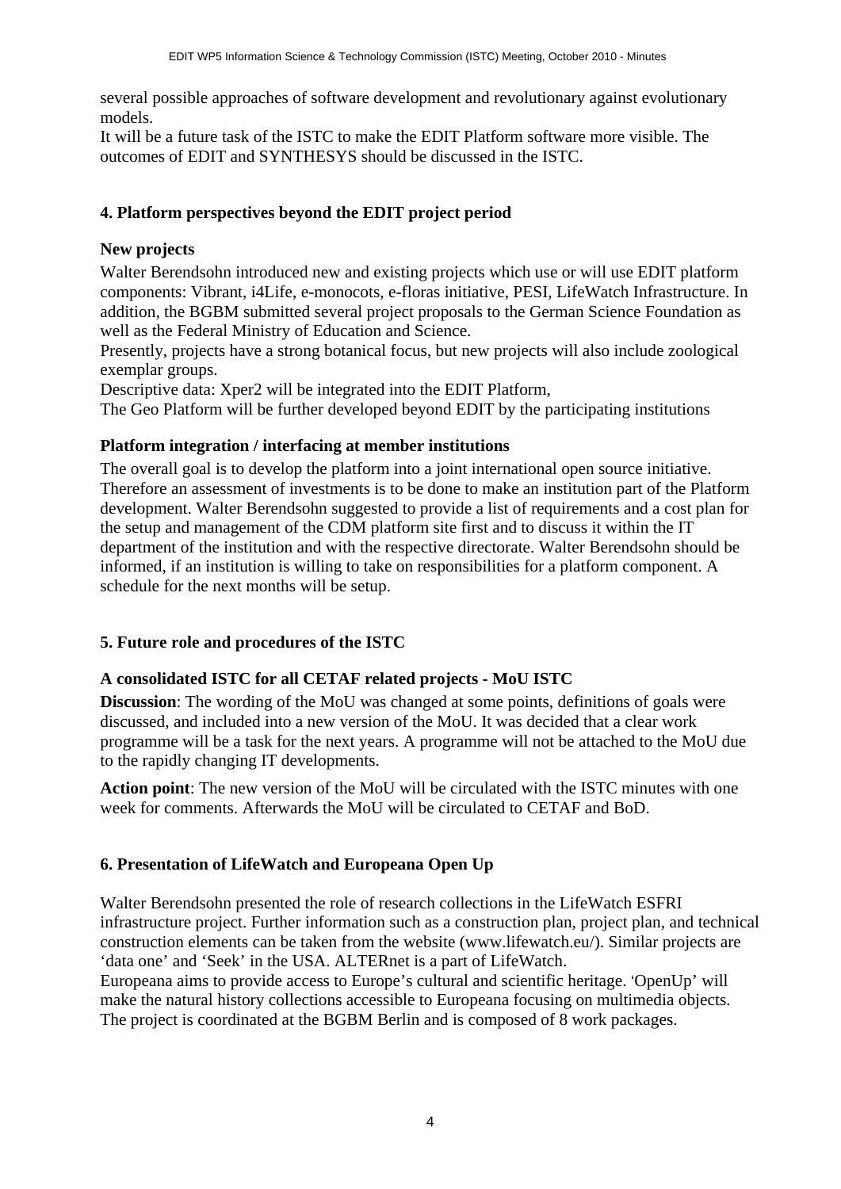several possible approaches of software development and revolutionary against evolutionary models.
It will be a future task of the ISTC to make the EDIT Platform software more visible. The outcomes of EDIT and SYNTHESYS should be discussed in the ISTC.

## 4. Platform perspectives beyond the EDIT project period

### New projects

Walter Berendsohn introduced new and existing projects which use or will use EDIT platform components: Vibrant, i4Life, e-monocots, e-floras initiative, PESI, LifeWatch Infrastructure. In addition, the BGBM submitted several project proposals to the German Science Foundation as well as the Federal Ministry of Education and Science.
Presently, projects have a strong botanical focus, but new projects will also include zoological exemplar groups.
Descriptive data: Xper2 will be integrated into the EDIT Platform,
The Geo Platform will be further developed beyond EDIT by the participating institutions

### Platform integration / interfacing at member institutions

The overall goal is to develop the platform into a joint international open source initiative. Therefore an assessment of investments is to be done to make an institution part of the Platform development. Walter Berendsohn suggested to provide a list of requirements and a cost plan for the setup and management of the CDM platform site first and to discuss it within the IT department of the institution and with the respective directorate. Walter Berendsohn should be informed, if an institution is willing to take on responsibilities for a platform component. A schedule for the next months will be setup.

## 5. Future role and procedures of the ISTC

### A consolidated ISTC for all CETAF related projects - MoU ISTC

**Discussion**: The wording of the MoU was changed at some points, definitions of goals were discussed, and included into a new version of the MoU. It was decided that a clear work programme will be a task for the next years. A programme will not be attached to the MoU due to the rapidly changing IT developments.

**Action point**: The new version of the MoU will be circulated with the ISTC minutes with one week for comments. Afterwards the MoU will be circulated to CETAF and BoD.

## 6. Presentation of LifeWatch and Europeana Open Up

Walter Berendsohn presented the role of research collections in the LifeWatch ESFRI infrastructure project. Further information such as a construction plan, project plan, and technical construction elements can be taken from the website (www.lifewatch.eu/). Similar projects are 'data one' and 'Seek' in the USA. ALTERnet is a part of LifeWatch.
Europeana aims to provide access to Europe's cultural and scientific heritage. 'OpenUp' will make the natural history collections accessible to Europeana focusing on multimedia objects. The project is coordinated at the BGBM Berlin and is composed of 8 work packages.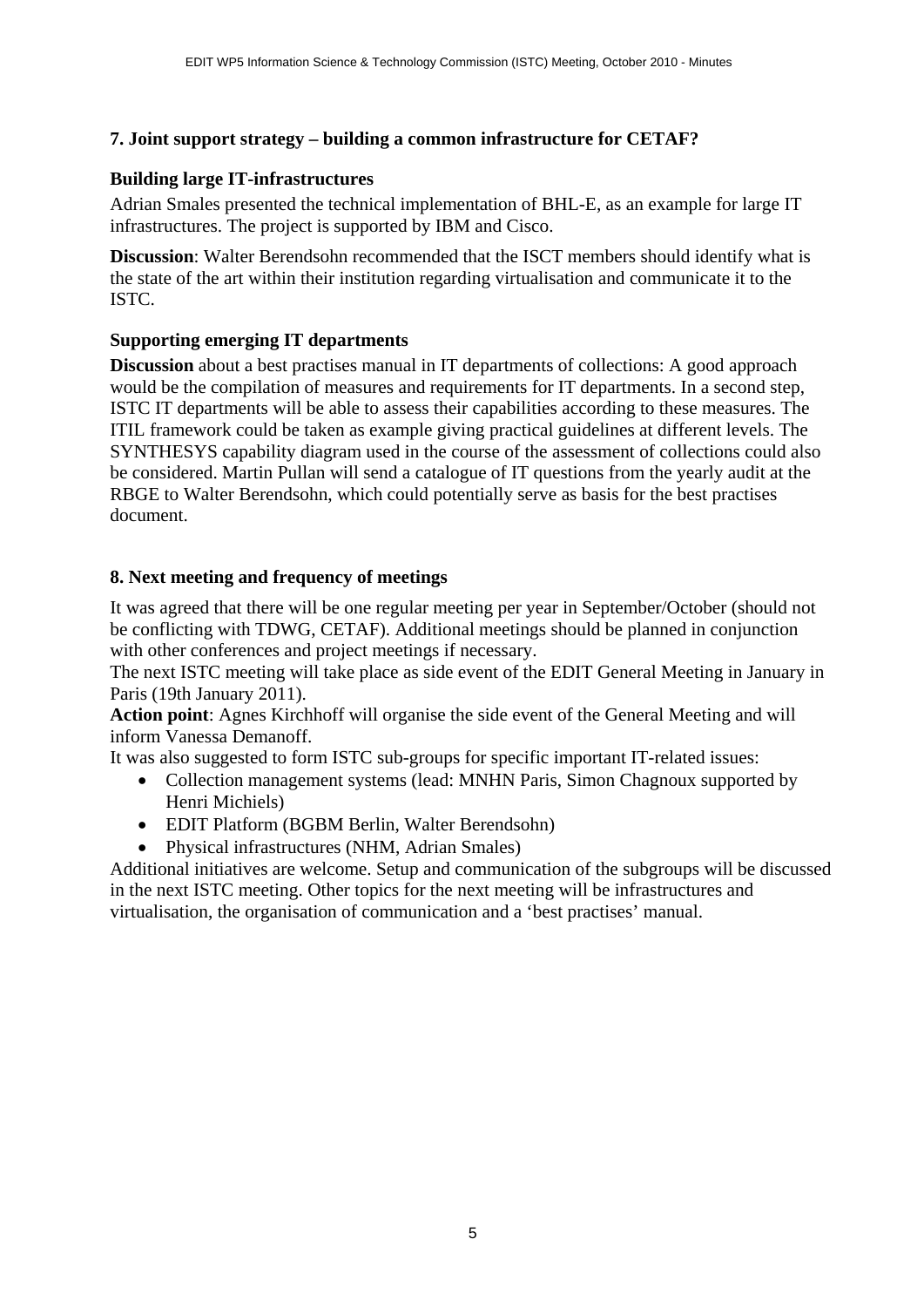### 7. Joint support strategy – building a common infrastructure for CETAF?

#### Building large IT-infrastructures

Adrian Smales presented the technical implementation of BHL-E, as an example for large IT infrastructures. The project is supported by IBM and Cisco.

**Discussion**: Walter Berendsohn recommended that the ISCT members should identify what is the state of the art within their institution regarding virtualisation and communicate it to the ISTC.

#### Supporting emerging IT departments

**Discussion** about a best practises manual in IT departments of collections: A good approach would be the compilation of measures and requirements for IT departments. In a second step, ISTC IT departments will be able to assess their capabilities according to these measures. The ITIL framework could be taken as example giving practical guidelines at different levels. The SYNTHESYS capability diagram used in the course of the assessment of collections could also be considered. Martin Pullan will send a catalogue of IT questions from the yearly audit at the RBGE to Walter Berendsohn, which could potentially serve as basis for the best practises document.

### 8. Next meeting and frequency of meetings

It was agreed that there will be one regular meeting per year in September/October (should not be conflicting with TDWG, CETAF). Additional meetings should be planned in conjunction with other conferences and project meetings if necessary.
The next ISTC meeting will take place as side event of the EDIT General Meeting in January in Paris (19th January 2011).
**Action point**: Agnes Kirchhoff will organise the side event of the General Meeting and will inform Vanessa Demanoff.
It was also suggested to form ISTC sub-groups for specific important IT-related issues:

- Collection management systems (lead: MNHN Paris, Simon Chagnoux supported by Henri Michiels)
- EDIT Platform (BGBM Berlin, Walter Berendsohn)
- Physical infrastructures (NHM, Adrian Smales)

Additional initiatives are welcome. Setup and communication of the subgroups will be discussed in the next ISTC meeting. Other topics for the next meeting will be infrastructures and virtualisation, the organisation of communication and a 'best practises' manual.